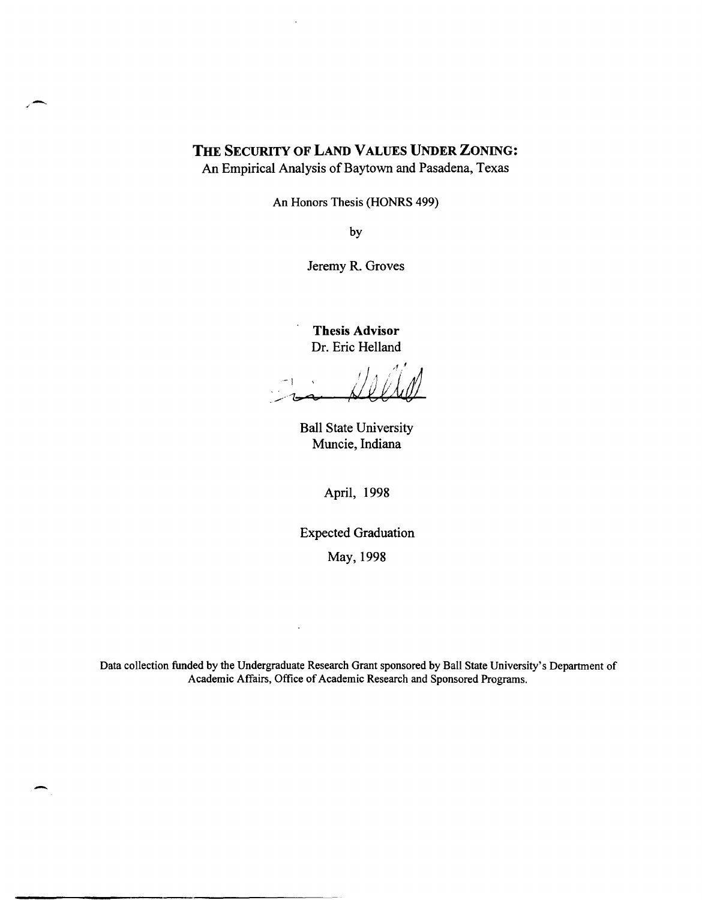# THE SECURITY OF LAND VALUES UNDER ZONING:

An Empirical Analysis of Baytown and Pasadena, Texas

An Honors Thesis (HONRS 499)

by

Jeremy R. Groves

**Thesis Advisor**
Dr. Eric Helland

Ball State University
Muncie, Indiana

April, 1998

Expected Graduation
May, 1998

Data collection funded by the Undergraduate Research Grant sponsored by Ball State University's Department of Academic Affairs, Office of Academic Research and Sponsored Programs.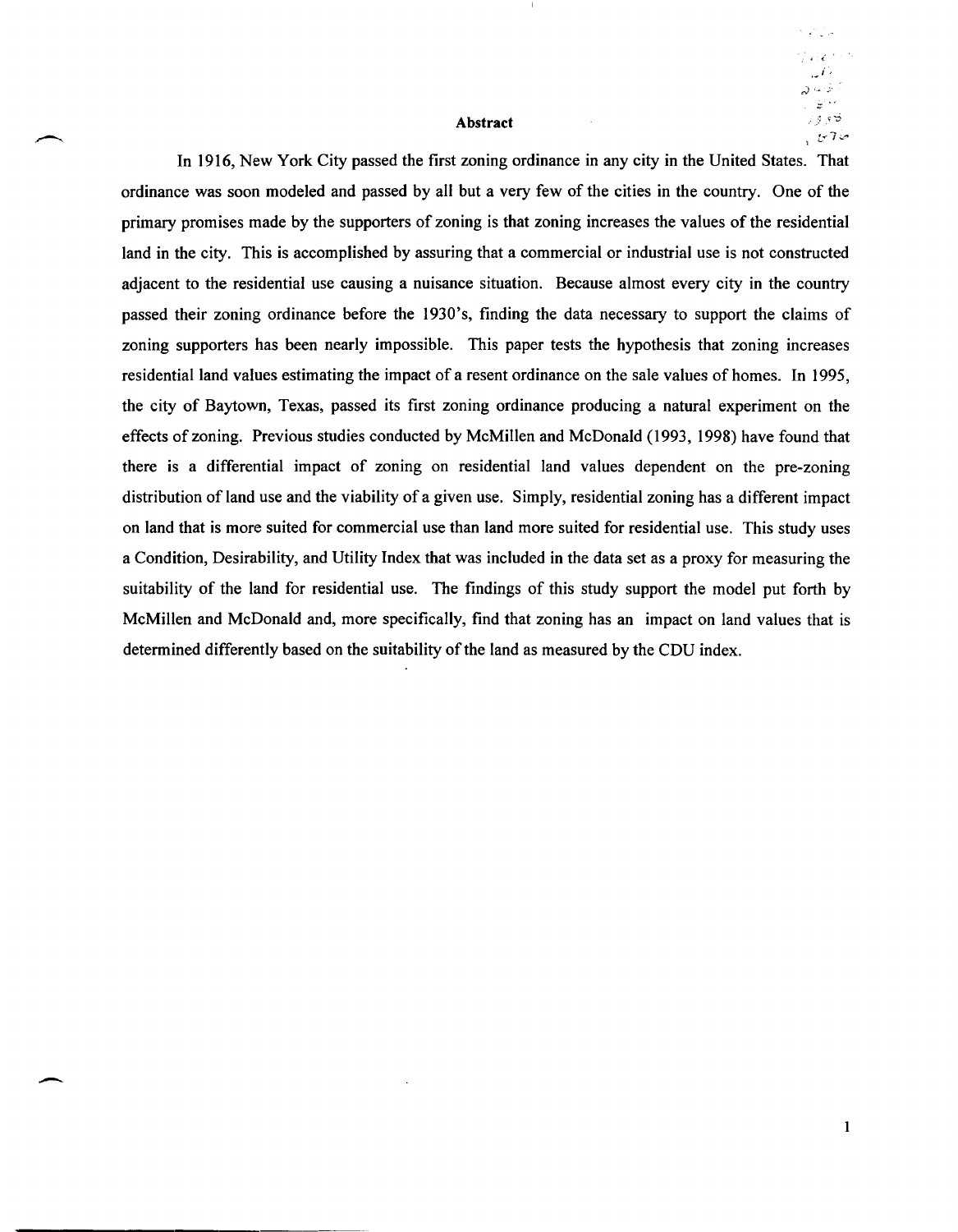## Abstract

In 1916, New York City passed the first zoning ordinance in any city in the United States. That ordinance was soon modeled and passed by all but a very few of the cities in the country. One of the primary promises made by the supporters of zoning is that zoning increases the values of the residential land in the city. This is accomplished by assuring that a commercial or industrial use is not constructed adjacent to the residential use causing a nuisance situation. Because almost every city in the country passed their zoning ordinance before the 1930's, finding the data necessary to support the claims of zoning supporters has been nearly impossible. This paper tests the hypothesis that zoning increases residential land values estimating the impact of a resent ordinance on the sale values of homes. In 1995, the city of Baytown, Texas, passed its first zoning ordinance producing a natural experiment on the effects of zoning. Previous studies conducted by McMillen and McDonald (1993, 1998) have found that there is a differential impact of zoning on residential land values dependent on the pre-zoning distribution of land use and the viability of a given use. Simply, residential zoning has a different impact on land that is more suited for commercial use than land more suited for residential use. This study uses a Condition, Desirability, and Utility Index that was included in the data set as a proxy for measuring the suitability of the land for residential use. The findings of this study support the model put forth by McMillen and McDonald and, more specifically, find that zoning has an impact on land values that is determined differently based on the suitability of the land as measured by the CDU index.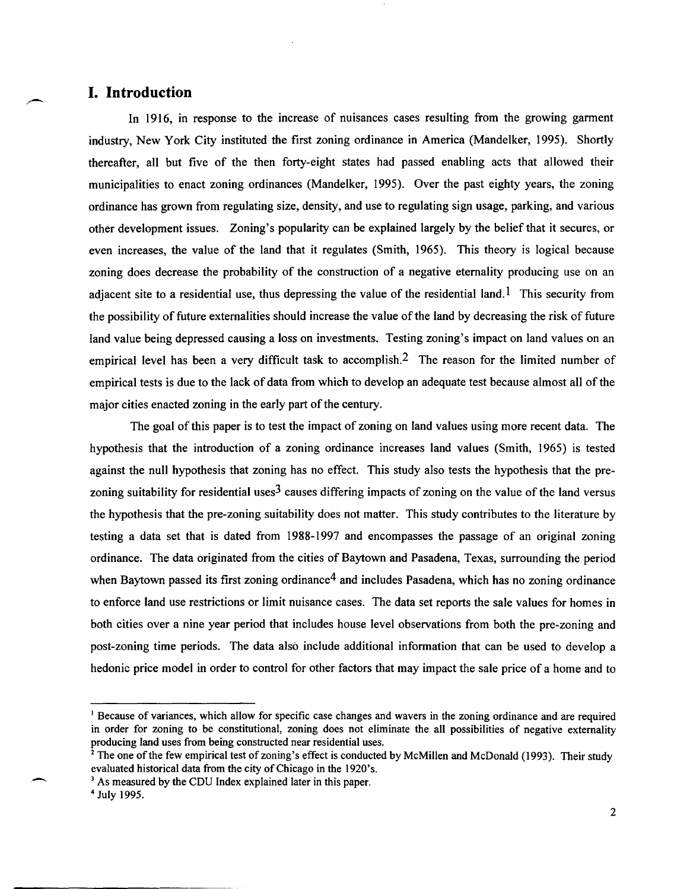# I. Introduction

In 1916, in response to the increase of nuisances cases resulting from the growing garment industry, New York City instituted the first zoning ordinance in America (Mandelker, 1995). Shortly thereafter, all but five of the then forty-eight states had passed enabling acts that allowed their municipalities to enact zoning ordinances (Mandelker, 1995). Over the past eighty years, the zoning ordinance has grown from regulating size, density, and use to regulating sign usage, parking, and various other development issues. Zoning's popularity can be explained largely by the belief that it secures, or even increases, the value of the land that it regulates (Smith, 1965). This theory is logical because zoning does decrease the probability of the construction of a negative eternality producing use on an adjacent site to a residential use, thus depressing the value of the residential land.[1] This security from the possibility of future externalities should increase the value of the land by decreasing the risk of future land value being depressed causing a loss on investments. Testing zoning's impact on land values on an empirical level has been a very difficult task to accomplish.[2] The reason for the limited number of empirical tests is due to the lack of data from which to develop an adequate test because almost all of the major cities enacted zoning in the early part of the century.

The goal of this paper is to test the impact of zoning on land values using more recent data. The hypothesis that the introduction of a zoning ordinance increases land values (Smith, 1965) is tested against the null hypothesis that zoning has no effect. This study also tests the hypothesis that the pre-zoning suitability for residential uses[3] causes differing impacts of zoning on the value of the land versus the hypothesis that the pre-zoning suitability does not matter. This study contributes to the literature by testing a data set that is dated from 1988-1997 and encompasses the passage of an original zoning ordinance. The data originated from the cities of Baytown and Pasadena, Texas, surrounding the period when Baytown passed its first zoning ordinance[4] and includes Pasadena, which has no zoning ordinance to enforce land use restrictions or limit nuisance cases. The data set reports the sale values for homes in both cities over a nine year period that includes house level observations from both the pre-zoning and post-zoning time periods. The data also include additional information that can be used to develop a hedonic price model in order to control for other factors that may impact the sale price of a home and to

---

[1] Because of variances, which allow for specific case changes and wavers in the zoning ordinance and are required in order for zoning to be constitutional, zoning does not eliminate the all possibilities of negative externality producing land uses from being constructed near residential uses.

[2] The one of the few empirical test of zoning's effect is conducted by McMillen and McDonald (1993). Their study evaluated historical data from the city of Chicago in the 1920's.

[3] As measured by the CDU Index explained later in this paper.

[4] July 1995.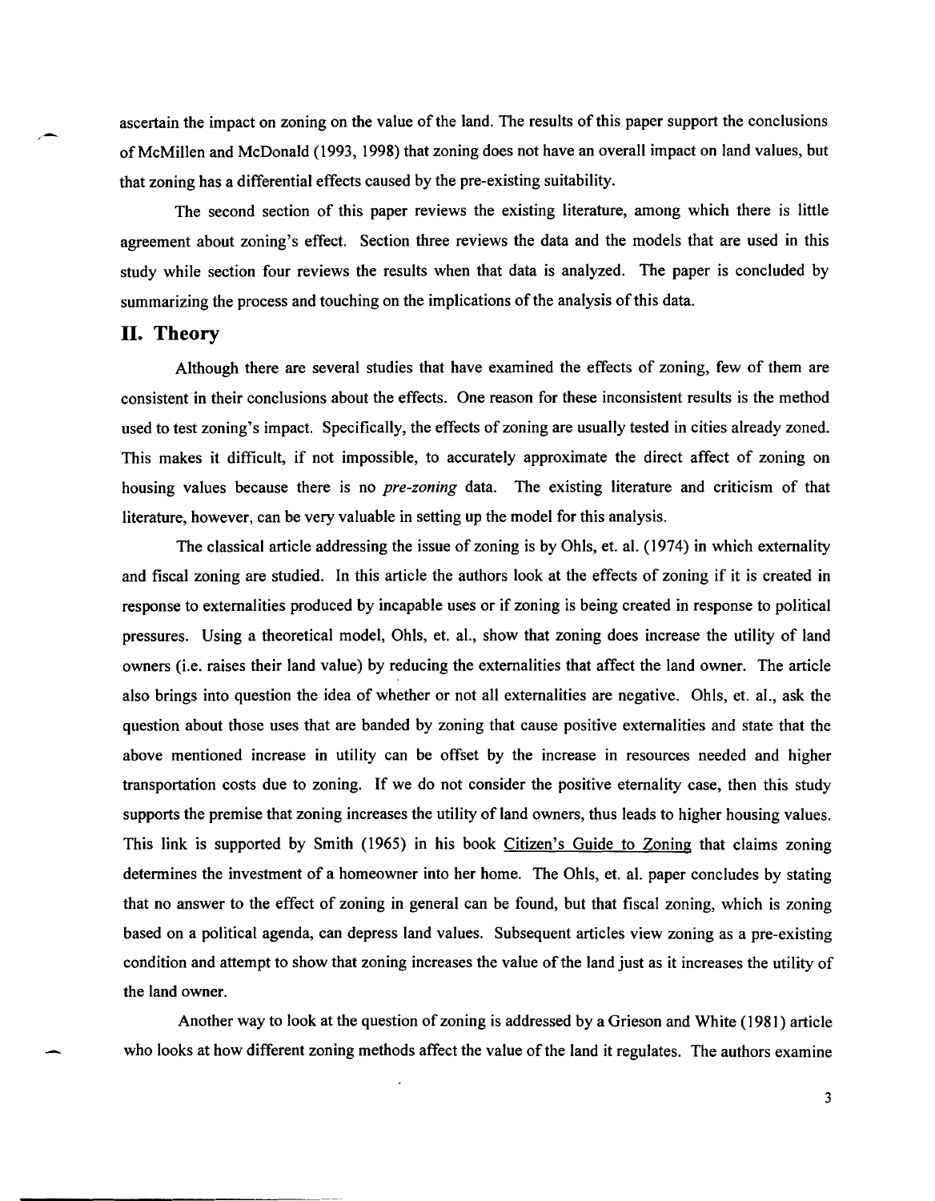ascertain the impact on zoning on the value of the land. The results of this paper support the conclusions of McMillen and McDonald (1993, 1998) that zoning does not have an overall impact on land values, but that zoning has a differential effects caused by the pre-existing suitability.

The second section of this paper reviews the existing literature, among which there is little agreement about zoning's effect. Section three reviews the data and the models that are used in this study while section four reviews the results when that data is analyzed. The paper is concluded by summarizing the process and touching on the implications of the analysis of this data.

## II. Theory

Although there are several studies that have examined the effects of zoning, few of them are consistent in their conclusions about the effects. One reason for these inconsistent results is the method used to test zoning's impact. Specifically, the effects of zoning are usually tested in cities already zoned. This makes it difficult, if not impossible, to accurately approximate the direct affect of zoning on housing values because there is no *pre-zoning* data. The existing literature and criticism of that literature, however, can be very valuable in setting up the model for this analysis.

The classical article addressing the issue of zoning is by Ohls, et. al. (1974) in which externality and fiscal zoning are studied. In this article the authors look at the effects of zoning if it is created in response to externalities produced by incapable uses or if zoning is being created in response to political pressures. Using a theoretical model, Ohls, et. al., show that zoning does increase the utility of land owners (i.e. raises their land value) by reducing the externalities that affect the land owner. The article also brings into question the idea of whether or not all externalities are negative. Ohls, et. al., ask the question about those uses that are banded by zoning that cause positive externalities and state that the above mentioned increase in utility can be offset by the increase in resources needed and higher transportation costs due to zoning. If we do not consider the positive eternality case, then this study supports the premise that zoning increases the utility of land owners, thus leads to higher housing values. This link is supported by Smith (1965) in his book Citizen's Guide to Zoning that claims zoning determines the investment of a homeowner into her home. The Ohls, et. al. paper concludes by stating that no answer to the effect of zoning in general can be found, but that fiscal zoning, which is zoning based on a political agenda, can depress land values. Subsequent articles view zoning as a pre-existing condition and attempt to show that zoning increases the value of the land just as it increases the utility of the land owner.

Another way to look at the question of zoning is addressed by a Grieson and White (1981) article who looks at how different zoning methods affect the value of the land it regulates. The authors examine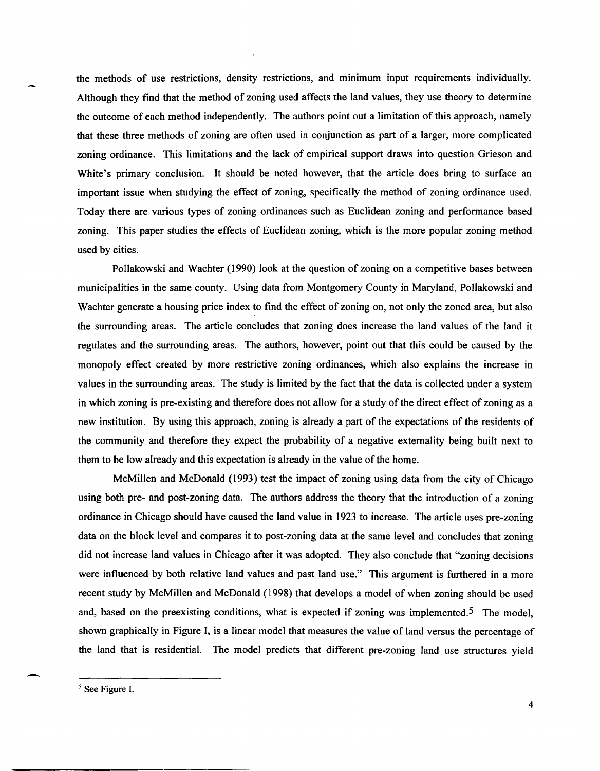the methods of use restrictions, density restrictions, and minimum input requirements individually. Although they find that the method of zoning used affects the land values, they use theory to determine the outcome of each method independently. The authors point out a limitation of this approach, namely that these three methods of zoning are often used in conjunction as part of a larger, more complicated zoning ordinance. This limitations and the lack of empirical support draws into question Grieson and White's primary conclusion. It should be noted however, that the article does bring to surface an important issue when studying the effect of zoning, specifically the method of zoning ordinance used. Today there are various types of zoning ordinances such as Euclidean zoning and performance based zoning. This paper studies the effects of Euclidean zoning, which is the more popular zoning method used by cities.

Pollakowski and Wachter (1990) look at the question of zoning on a competitive bases between municipalities in the same county. Using data from Montgomery County in Maryland, Pollakowski and Wachter generate a housing price index to find the effect of zoning on, not only the zoned area, but also the surrounding areas. The article concludes that zoning does increase the land values of the land it regulates and the surrounding areas. The authors, however, point out that this could be caused by the monopoly effect created by more restrictive zoning ordinances, which also explains the increase in values in the surrounding areas. The study is limited by the fact that the data is collected under a system in which zoning is pre-existing and therefore does not allow for a study of the direct effect of zoning as a new institution. By using this approach, zoning is already a part of the expectations of the residents of the community and therefore they expect the probability of a negative externality being built next to them to be low already and this expectation is already in the value of the home.

McMillen and McDonald (1993) test the impact of zoning using data from the city of Chicago using both pre- and post-zoning data. The authors address the theory that the introduction of a zoning ordinance in Chicago should have caused the land value in 1923 to increase. The article uses pre-zoning data on the block level and compares it to post-zoning data at the same level and concludes that zoning did not increase land values in Chicago after it was adopted. They also conclude that "zoning decisions were influenced by both relative land values and past land use." This argument is furthered in a more recent study by McMillen and McDonald (1998) that develops a model of when zoning should be used and, based on the preexisting conditions, what is expected if zoning was implemented.[5] The model, shown graphically in Figure I, is a linear model that measures the value of land versus the percentage of the land that is residential. The model predicts that different pre-zoning land use structures yield

[5] See Figure I.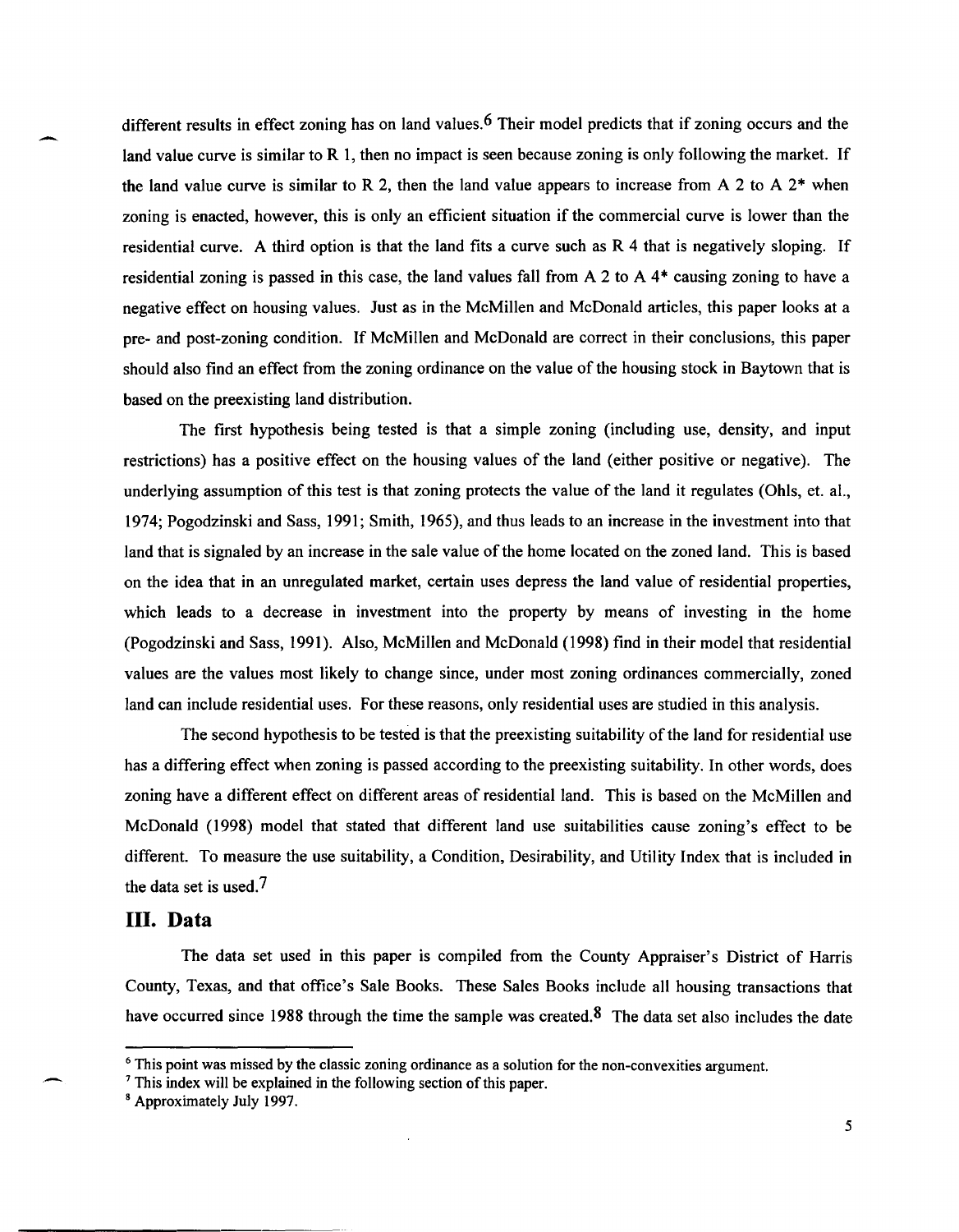different results in effect zoning has on land values.[6] Their model predicts that if zoning occurs and the land value curve is similar to R 1, then no impact is seen because zoning is only following the market. If the land value curve is similar to R 2, then the land value appears to increase from A 2 to A 2* when zoning is enacted, however, this is only an efficient situation if the commercial curve is lower than the residential curve. A third option is that the land fits a curve such as R 4 that is negatively sloping. If residential zoning is passed in this case, the land values fall from A 2 to A 4* causing zoning to have a negative effect on housing values. Just as in the McMillen and McDonald articles, this paper looks at a pre- and post-zoning condition. If McMillen and McDonald are correct in their conclusions, this paper should also find an effect from the zoning ordinance on the value of the housing stock in Baytown that is based on the preexisting land distribution.

The first hypothesis being tested is that a simple zoning (including use, density, and input restrictions) has a positive effect on the housing values of the land (either positive or negative). The underlying assumption of this test is that zoning protects the value of the land it regulates (Ohls, et. al., 1974; Pogodzinski and Sass, 1991; Smith, 1965), and thus leads to an increase in the investment into that land that is signaled by an increase in the sale value of the home located on the zoned land. This is based on the idea that in an unregulated market, certain uses depress the land value of residential properties, which leads to a decrease in investment into the property by means of investing in the home (Pogodzinski and Sass, 1991). Also, McMillen and McDonald (1998) find in their model that residential values are the values most likely to change since, under most zoning ordinances commercially, zoned land can include residential uses. For these reasons, only residential uses are studied in this analysis.

The second hypothesis to be tested is that the preexisting suitability of the land for residential use has a differing effect when zoning is passed according to the preexisting suitability. In other words, does zoning have a different effect on different areas of residential land. This is based on the McMillen and McDonald (1998) model that stated that different land use suitabilities cause zoning's effect to be different. To measure the use suitability, a Condition, Desirability, and Utility Index that is included in the data set is used.[7]

## III. Data

The data set used in this paper is compiled from the County Appraiser's District of Harris County, Texas, and that office's Sale Books. These Sales Books include all housing transactions that have occurred since 1988 through the time the sample was created.[8] The data set also includes the date

---

[6] This point was missed by the classic zoning ordinance as a solution for the non-convexities argument.

[7] This index will be explained in the following section of this paper.

[8] Approximately July 1997.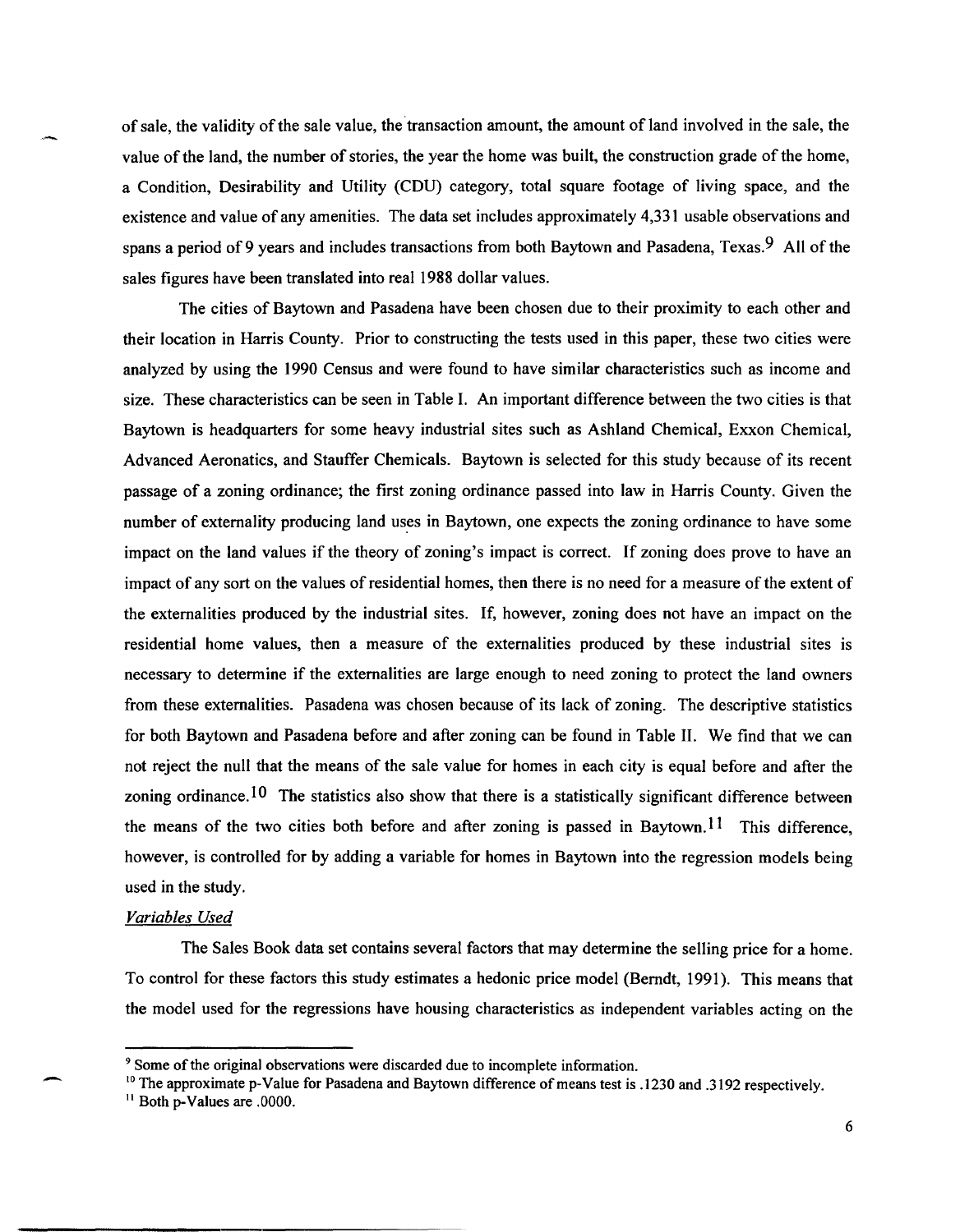of sale, the validity of the sale value, the transaction amount, the amount of land involved in the sale, the value of the land, the number of stories, the year the home was built, the construction grade of the home, a Condition, Desirability and Utility (CDU) category, total square footage of living space, and the existence and value of any amenities. The data set includes approximately 4,331 usable observations and spans a period of 9 years and includes transactions from both Baytown and Pasadena, Texas.[9] All of the sales figures have been translated into real 1988 dollar values.

The cities of Baytown and Pasadena have been chosen due to their proximity to each other and their location in Harris County. Prior to constructing the tests used in this paper, these two cities were analyzed by using the 1990 Census and were found to have similar characteristics such as income and size. These characteristics can be seen in Table I. An important difference between the two cities is that Baytown is headquarters for some heavy industrial sites such as Ashland Chemical, Exxon Chemical, Advanced Aeronatics, and Stauffer Chemicals. Baytown is selected for this study because of its recent passage of a zoning ordinance; the first zoning ordinance passed into law in Harris County. Given the number of externality producing land uses in Baytown, one expects the zoning ordinance to have some impact on the land values if the theory of zoning's impact is correct. If zoning does prove to have an impact of any sort on the values of residential homes, then there is no need for a measure of the extent of the externalities produced by the industrial sites. If, however, zoning does not have an impact on the residential home values, then a measure of the externalities produced by these industrial sites is necessary to determine if the externalities are large enough to need zoning to protect the land owners from these externalities. Pasadena was chosen because of its lack of zoning. The descriptive statistics for both Baytown and Pasadena before and after zoning can be found in Table II. We find that we can not reject the null that the means of the sale value for homes in each city is equal before and after the zoning ordinance.[10] The statistics also show that there is a statistically significant difference between the means of the two cities both before and after zoning is passed in Baytown.[11] This difference, however, is controlled for by adding a variable for homes in Baytown into the regression models being used in the study.

*Variables Used*

The Sales Book data set contains several factors that may determine the selling price for a home. To control for these factors this study estimates a hedonic price model (Berndt, 1991). This means that the model used for the regressions have housing characteristics as independent variables acting on the

---

[9] Some of the original observations were discarded due to incomplete information.

[10] The approximate p-Value for Pasadena and Baytown difference of means test is .1230 and .3192 respectively.

[11] Both p-Values are .0000.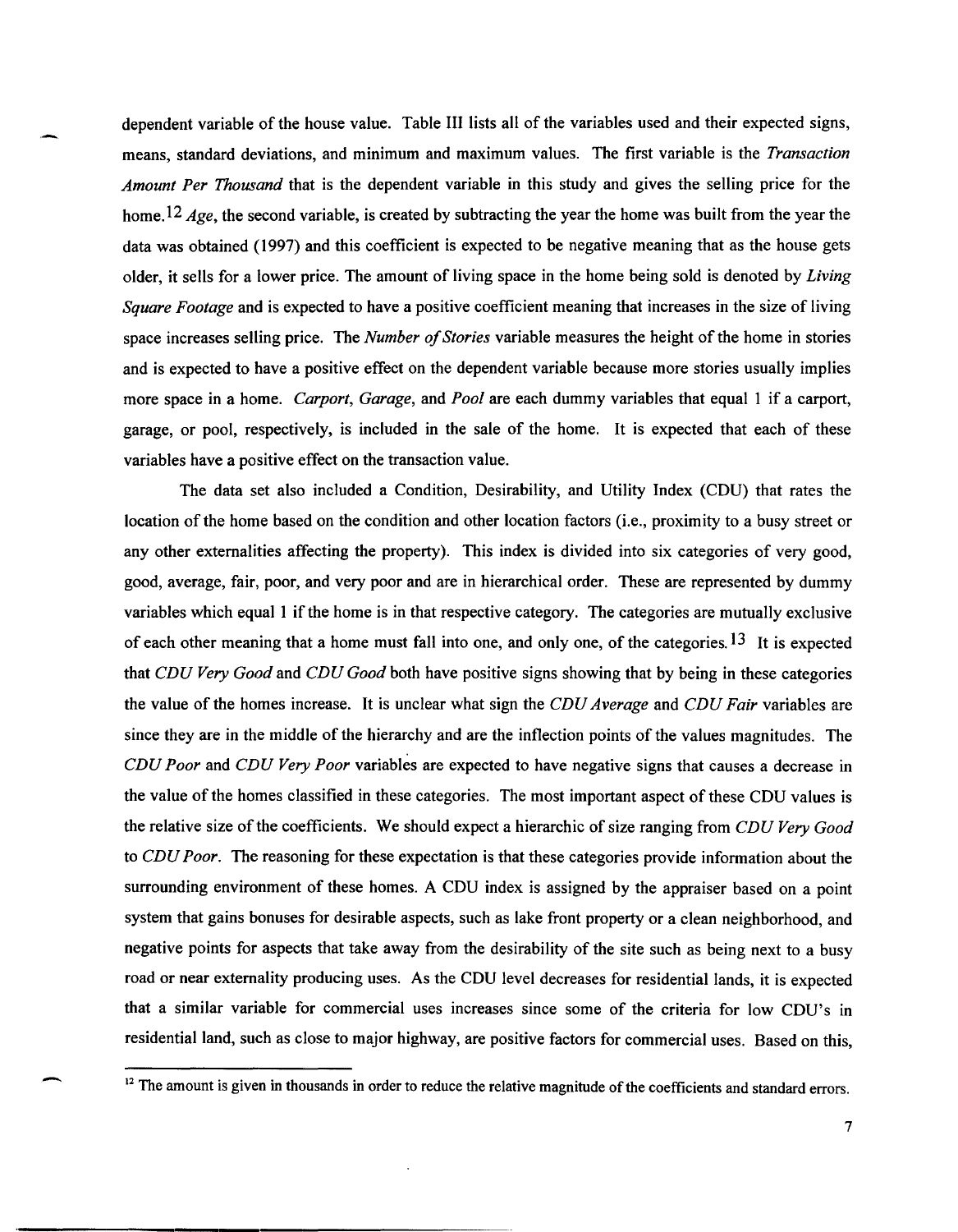dependent variable of the house value. Table III lists all of the variables used and their expected signs, means, standard deviations, and minimum and maximum values. The first variable is the *Transaction Amount Per Thousand* that is the dependent variable in this study and gives the selling price for the home.[12] *Age*, the second variable, is created by subtracting the year the home was built from the year the data was obtained (1997) and this coefficient is expected to be negative meaning that as the house gets older, it sells for a lower price. The amount of living space in the home being sold is denoted by *Living Square Footage* and is expected to have a positive coefficient meaning that increases in the size of living space increases selling price. The *Number of Stories* variable measures the height of the home in stories and is expected to have a positive effect on the dependent variable because more stories usually implies more space in a home. *Carport*, *Garage*, and *Pool* are each dummy variables that equal 1 if a carport, garage, or pool, respectively, is included in the sale of the home. It is expected that each of these variables have a positive effect on the transaction value.

The data set also included a Condition, Desirability, and Utility Index (CDU) that rates the location of the home based on the condition and other location factors (i.e., proximity to a busy street or any other externalities affecting the property). This index is divided into six categories of very good, good, average, fair, poor, and very poor and are in hierarchical order. These are represented by dummy variables which equal 1 if the home is in that respective category. The categories are mutually exclusive of each other meaning that a home must fall into one, and only one, of the categories.[13] It is expected that *CDU Very Good* and *CDU Good* both have positive signs showing that by being in these categories the value of the homes increase. It is unclear what sign the *CDU Average* and *CDU Fair* variables are since they are in the middle of the hierarchy and are the inflection points of the values magnitudes. The *CDU Poor* and *CDU Very Poor* variables are expected to have negative signs that causes a decrease in the value of the homes classified in these categories. The most important aspect of these CDU values is the relative size of the coefficients. We should expect a hierarchic of size ranging from *CDU Very Good* to *CDU Poor*. The reasoning for these expectation is that these categories provide information about the surrounding environment of these homes. A CDU index is assigned by the appraiser based on a point system that gains bonuses for desirable aspects, such as lake front property or a clean neighborhood, and negative points for aspects that take away from the desirability of the site such as being next to a busy road or near externality producing uses. As the CDU level decreases for residential lands, it is expected that a similar variable for commercial uses increases since some of the criteria for low CDU's in residential land, such as close to major highway, are positive factors for commercial uses. Based on this,

---

[12] The amount is given in thousands in order to reduce the relative magnitude of the coefficients and standard errors.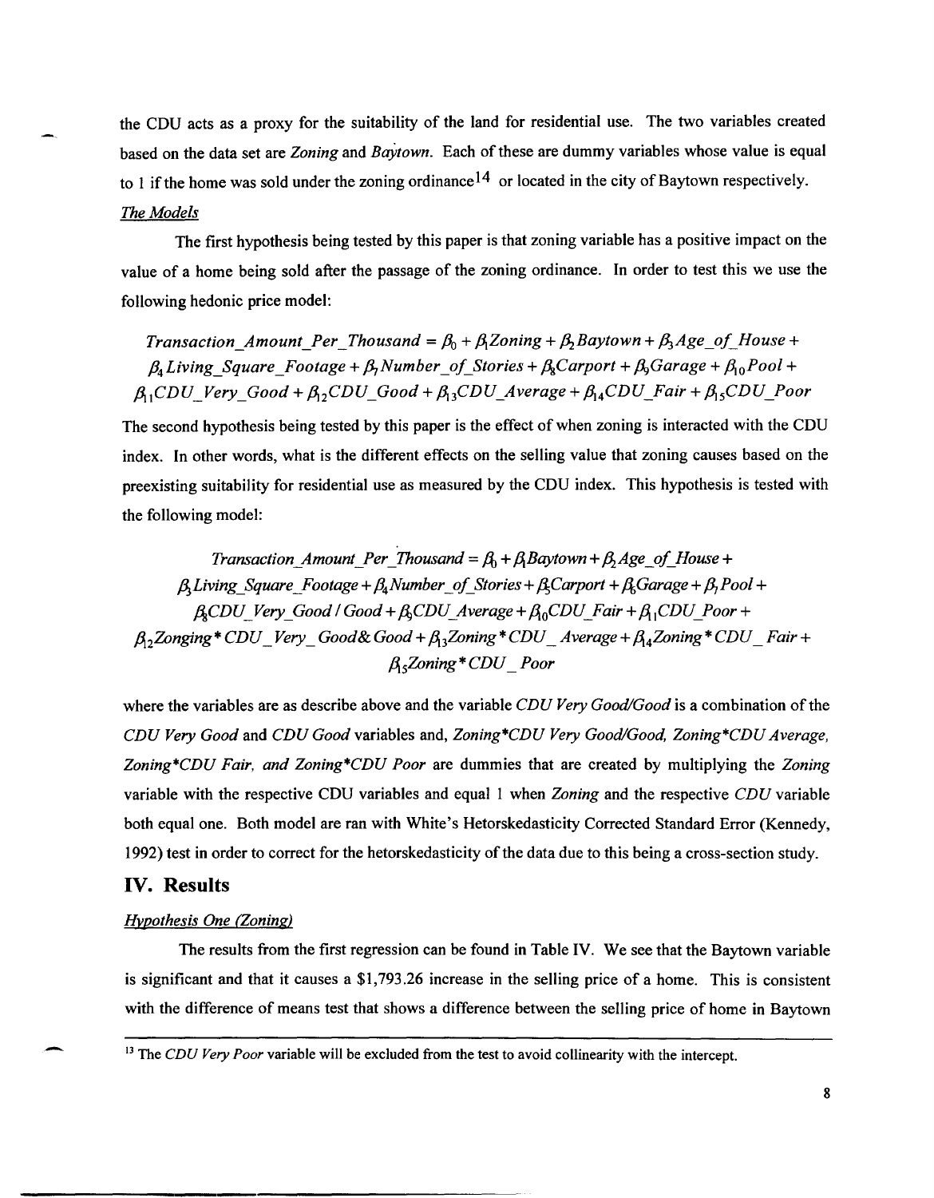the CDU acts as a proxy for the suitability of the land for residential use. The two variables created based on the data set are *Zoning* and *Baytown*. Each of these are dummy variables whose value is equal to 1 if the home was sold under the zoning ordinance[14] or located in the city of Baytown respectively.

*The Models*

The first hypothesis being tested by this paper is that zoning variable has a positive impact on the value of a home being sold after the passage of the zoning ordinance. In order to test this we use the following hedonic price model:

$$Transaction\_Amount\_Per\_Thousand = \beta_0 + \beta_1 Zoning + \beta_2 Baytown + \beta_3 Age\_of\_House + \beta_4 Living\_Square\_Footage + \beta_7 Number\_of\_Stories + \beta_8 Carport + \beta_9 Garage + \beta_{10} Pool + \beta_{11} CDU\_Very\_Good + \beta_{12} CDU\_Good + \beta_{13} CDU\_Average + \beta_{14} CDU\_Fair + \beta_{15} CDU\_Poor$$

The second hypothesis being tested by this paper is the effect of when zoning is interacted with the CDU index. In other words, what is the different effects on the selling value that zoning causes based on the preexisting suitability for residential use as measured by the CDU index. This hypothesis is tested with the following model:

$$Transaction\_Amount\_Per\_Thousand = \beta_0 + \beta_1 Baytown + \beta_2 Age\_of\_House + \beta_3 Living\_Square\_Footage + \beta_4 Number\_of\_Stories + \beta_5 Carport + \beta_6 Garage + \beta_7 Pool + \beta_8 CDU\_Very\_Good/Good + \beta_9 CDU\_Average + \beta_{10} CDU\_Fair + \beta_{11} CDU\_Poor + \beta_{12} Zonging * CDU\_Very\_Good \& Good + \beta_{13} Zoning * CDU\_Average + \beta_{14} Zoning * CDU\_Fair + \beta_{15} Zoning * CDU\_Poor$$

where the variables are as describe above and the variable *CDU Very Good/Good* is a combination of the *CDU Very Good* and *CDU Good* variables and, *Zoning*\*CDU Very Good/Good, Zoning\*CDU Average, Zoning\*CDU Fair, and Zoning\*CDU Poor* are dummies that are created by multiplying the *Zoning* variable with the respective CDU variables and equal 1 when *Zoning* and the respective *CDU* variable both equal one. Both model are ran with White's Hetorskedasticity Corrected Standard Error (Kennedy, 1992) test in order to correct for the hetorskedasticity of the data due to this being a cross-section study.

## IV. Results

*Hypothesis One (Zoning)*

The results from the first regression can be found in Table IV. We see that the Baytown variable is significant and that it causes a $1,793.26 increase in the selling price of a home. This is consistent with the difference of means test that shows a difference between the selling price of home in Baytown

---

[13] The *CDU Very Poor* variable will be excluded from the test to avoid collinearity with the intercept.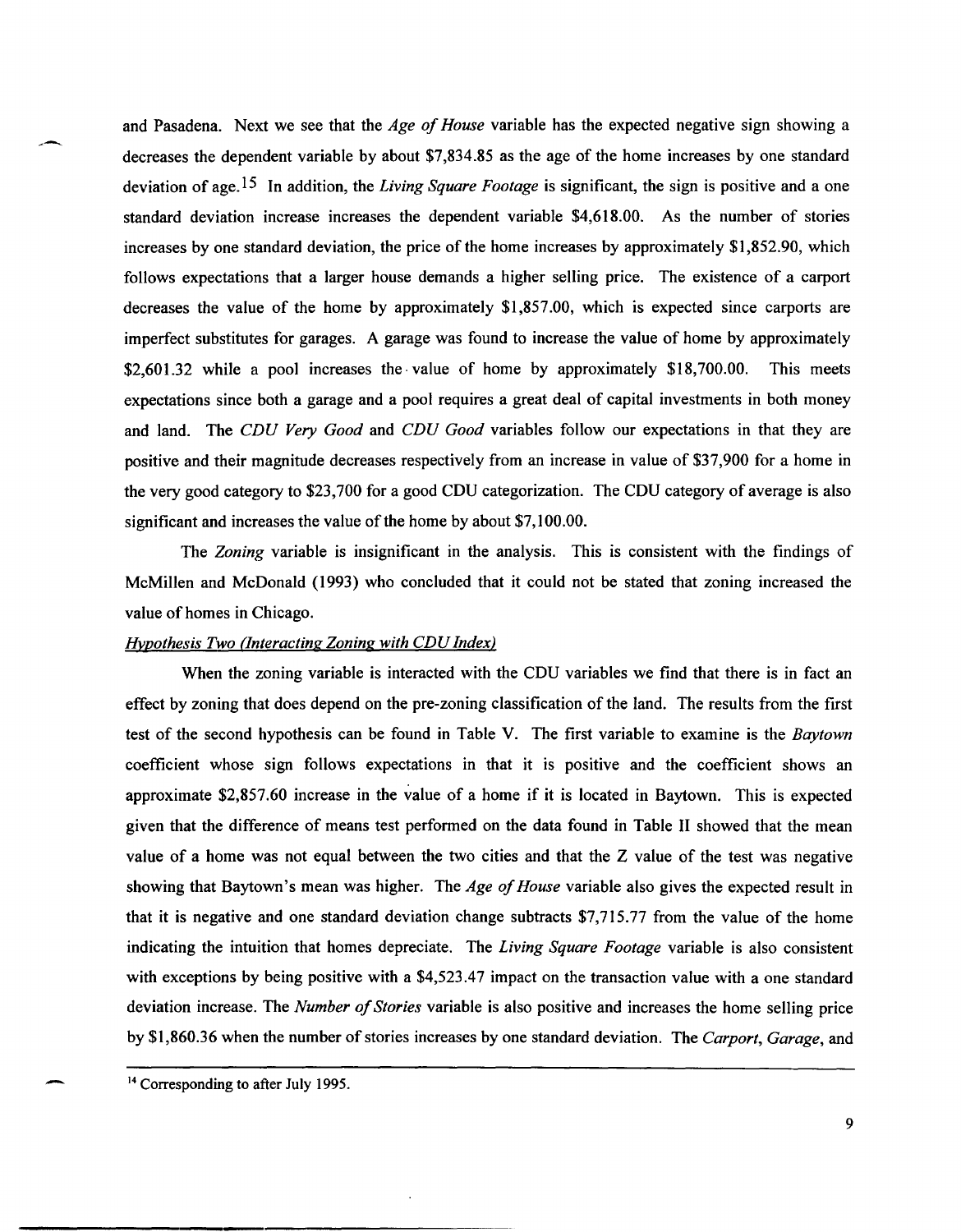and Pasadena. Next we see that the *Age of House* variable has the expected negative sign showing a decreases the dependent variable by about $7,834.85 as the age of the home increases by one standard deviation of age.[15] In addition, the *Living Square Footage* is significant, the sign is positive and a one standard deviation increase increases the dependent variable $4,618.00. As the number of stories increases by one standard deviation, the price of the home increases by approximately $1,852.90, which follows expectations that a larger house demands a higher selling price. The existence of a carport decreases the value of the home by approximately $1,857.00, which is expected since carports are imperfect substitutes for garages. A garage was found to increase the value of home by approximately $2,601.32 while a pool increases the value of home by approximately $18,700.00. This meets expectations since both a garage and a pool requires a great deal of capital investments in both money and land. The *CDU Very Good* and *CDU Good* variables follow our expectations in that they are positive and their magnitude decreases respectively from an increase in value of $37,900 for a home in the very good category to $23,700 for a good CDU categorization. The CDU category of average is also significant and increases the value of the home by about $7,100.00.

The *Zoning* variable is insignificant in the analysis. This is consistent with the findings of McMillen and McDonald (1993) who concluded that it could not be stated that zoning increased the value of homes in Chicago.

*Hypothesis Two (Interacting Zoning with CDU Index)*

When the zoning variable is interacted with the CDU variables we find that there is in fact an effect by zoning that does depend on the pre-zoning classification of the land. The results from the first test of the second hypothesis can be found in Table V. The first variable to examine is the *Baytown* coefficient whose sign follows expectations in that it is positive and the coefficient shows an approximate $2,857.60 increase in the value of a home if it is located in Baytown. This is expected given that the difference of means test performed on the data found in Table II showed that the mean value of a home was not equal between the two cities and that the Z value of the test was negative showing that Baytown's mean was higher. The *Age of House* variable also gives the expected result in that it is negative and one standard deviation change subtracts $7,715.77 from the value of the home indicating the intuition that homes depreciate. The *Living Square Footage* variable is also consistent with exceptions by being positive with a $4,523.47 impact on the transaction value with a one standard deviation increase. The *Number of Stories* variable is also positive and increases the home selling price by $1,860.36 when the number of stories increases by one standard deviation. The *Carport*, *Garage*, and

---

[14] Corresponding to after July 1995.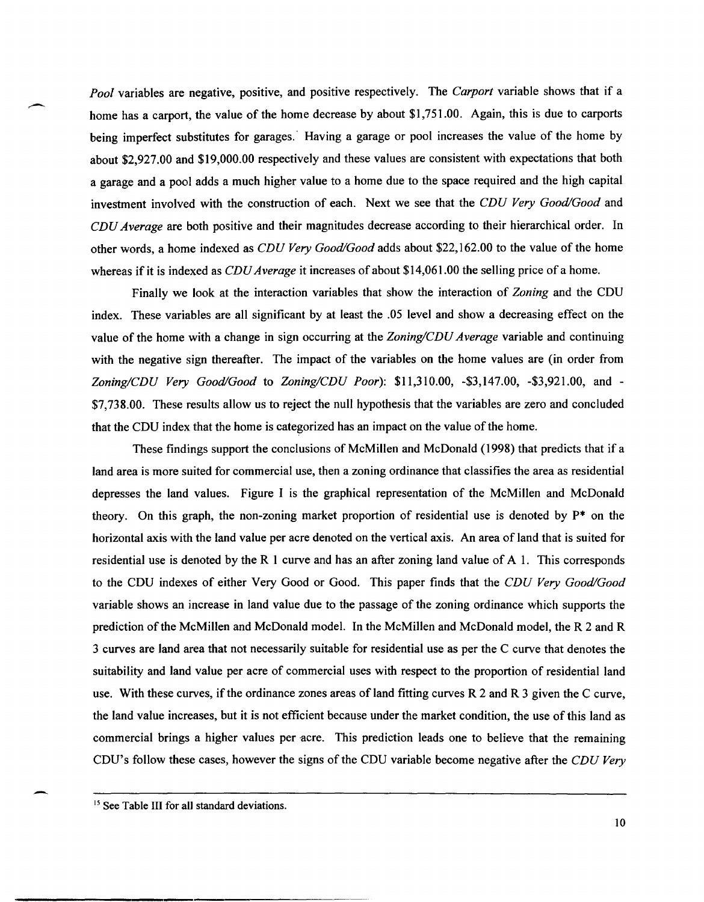*Pool* variables are negative, positive, and positive respectively. The *Carport* variable shows that if a home has a carport, the value of the home decrease by about $1,751.00. Again, this is due to carports being imperfect substitutes for garages. Having a garage or pool increases the value of the home by about $2,927.00 and $19,000.00 respectively and these values are consistent with expectations that both a garage and a pool adds a much higher value to a home due to the space required and the high capital investment involved with the construction of each. Next we see that the *CDU Very Good/Good* and *CDU Average* are both positive and their magnitudes decrease according to their hierarchical order. In other words, a home indexed as *CDU Very Good/Good* adds about $22,162.00 to the value of the home whereas if it is indexed as *CDU Average* it increases of about $14,061.00 the selling price of a home.

Finally we look at the interaction variables that show the interaction of *Zoning* and the CDU index. These variables are all significant by at least the .05 level and show a decreasing effect on the value of the home with a change in sign occurring at the *Zoning/CDU Average* variable and continuing with the negative sign thereafter. The impact of the variables on the home values are (in order from *Zoning/CDU Very Good/Good* to *Zoning/CDU Poor*): $11,310.00, -$3,147.00, -$3,921.00, and -$7,738.00. These results allow us to reject the null hypothesis that the variables are zero and concluded that the CDU index that the home is categorized has an impact on the value of the home.

These findings support the conclusions of McMillen and McDonald (1998) that predicts that if a land area is more suited for commercial use, then a zoning ordinance that classifies the area as residential depresses the land values. Figure I is the graphical representation of the McMillen and McDonald theory. On this graph, the non-zoning market proportion of residential use is denoted by P* on the horizontal axis with the land value per acre denoted on the vertical axis. An area of land that is suited for residential use is denoted by the R 1 curve and has an after zoning land value of A 1. This corresponds to the CDU indexes of either Very Good or Good. This paper finds that the *CDU Very Good/Good* variable shows an increase in land value due to the passage of the zoning ordinance which supports the prediction of the McMillen and McDonald model. In the McMillen and McDonald model, the R 2 and R 3 curves are land area that not necessarily suitable for residential use as per the C curve that denotes the suitability and land value per acre of commercial uses with respect to the proportion of residential land use. With these curves, if the ordinance zones areas of land fitting curves R 2 and R 3 given the C curve, the land value increases, but it is not efficient because under the market condition, the use of this land as commercial brings a higher values per acre. This prediction leads one to believe that the remaining CDU's follow these cases, however the signs of the CDU variable become negative after the *CDU Very*

---

[15] See Table III for all standard deviations.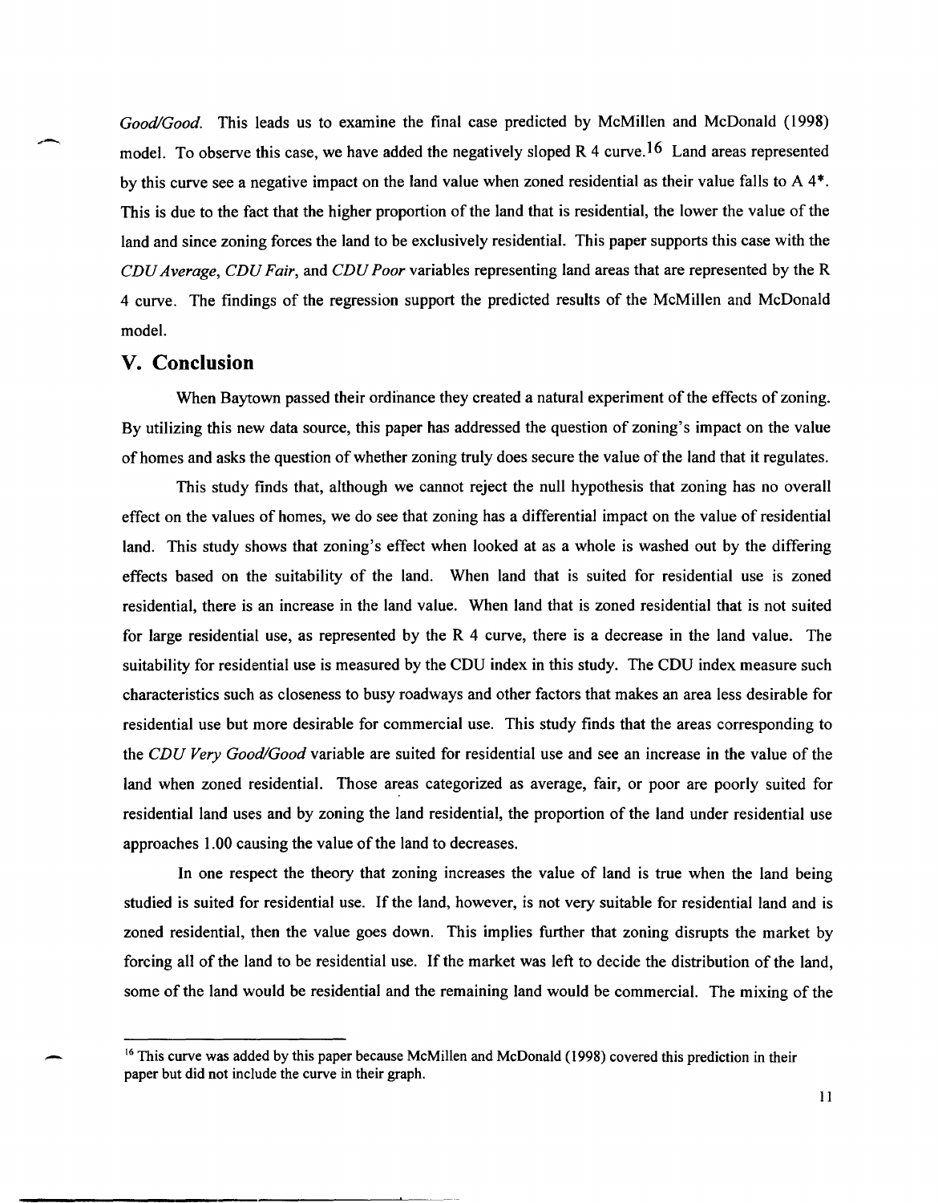*Good/Good*. This leads us to examine the final case predicted by McMillen and McDonald (1998) model. To observe this case, we have added the negatively sloped R 4 curve.[16] Land areas represented by this curve see a negative impact on the land value when zoned residential as their value falls to A 4*. This is due to the fact that the higher proportion of the land that is residential, the lower the value of the land and since zoning forces the land to be exclusively residential. This paper supports this case with the *CDU Average*, *CDU Fair*, and *CDU Poor* variables representing land areas that are represented by the R 4 curve. The findings of the regression support the predicted results of the McMillen and McDonald model.

## V. Conclusion

When Baytown passed their ordinance they created a natural experiment of the effects of zoning. By utilizing this new data source, this paper has addressed the question of zoning's impact on the value of homes and asks the question of whether zoning truly does secure the value of the land that it regulates.

This study finds that, although we cannot reject the null hypothesis that zoning has no overall effect on the values of homes, we do see that zoning has a differential impact on the value of residential land. This study shows that zoning's effect when looked at as a whole is washed out by the differing effects based on the suitability of the land. When land that is suited for residential use is zoned residential, there is an increase in the land value. When land that is zoned residential that is not suited for large residential use, as represented by the R 4 curve, there is a decrease in the land value. The suitability for residential use is measured by the CDU index in this study. The CDU index measure such characteristics such as closeness to busy roadways and other factors that makes an area less desirable for residential use but more desirable for commercial use. This study finds that the areas corresponding to the *CDU Very Good/Good* variable are suited for residential use and see an increase in the value of the land when zoned residential. Those areas categorized as average, fair, or poor are poorly suited for residential land uses and by zoning the land residential, the proportion of the land under residential use approaches 1.00 causing the value of the land to decreases.

In one respect the theory that zoning increases the value of land is true when the land being studied is suited for residential use. If the land, however, is not very suitable for residential land and is zoned residential, then the value goes down. This implies further that zoning disrupts the market by forcing all of the land to be residential use. If the market was left to decide the distribution of the land, some of the land would be residential and the remaining land would be commercial. The mixing of the

[16] This curve was added by this paper because McMillen and McDonald (1998) covered this prediction in their paper but did not include the curve in their graph.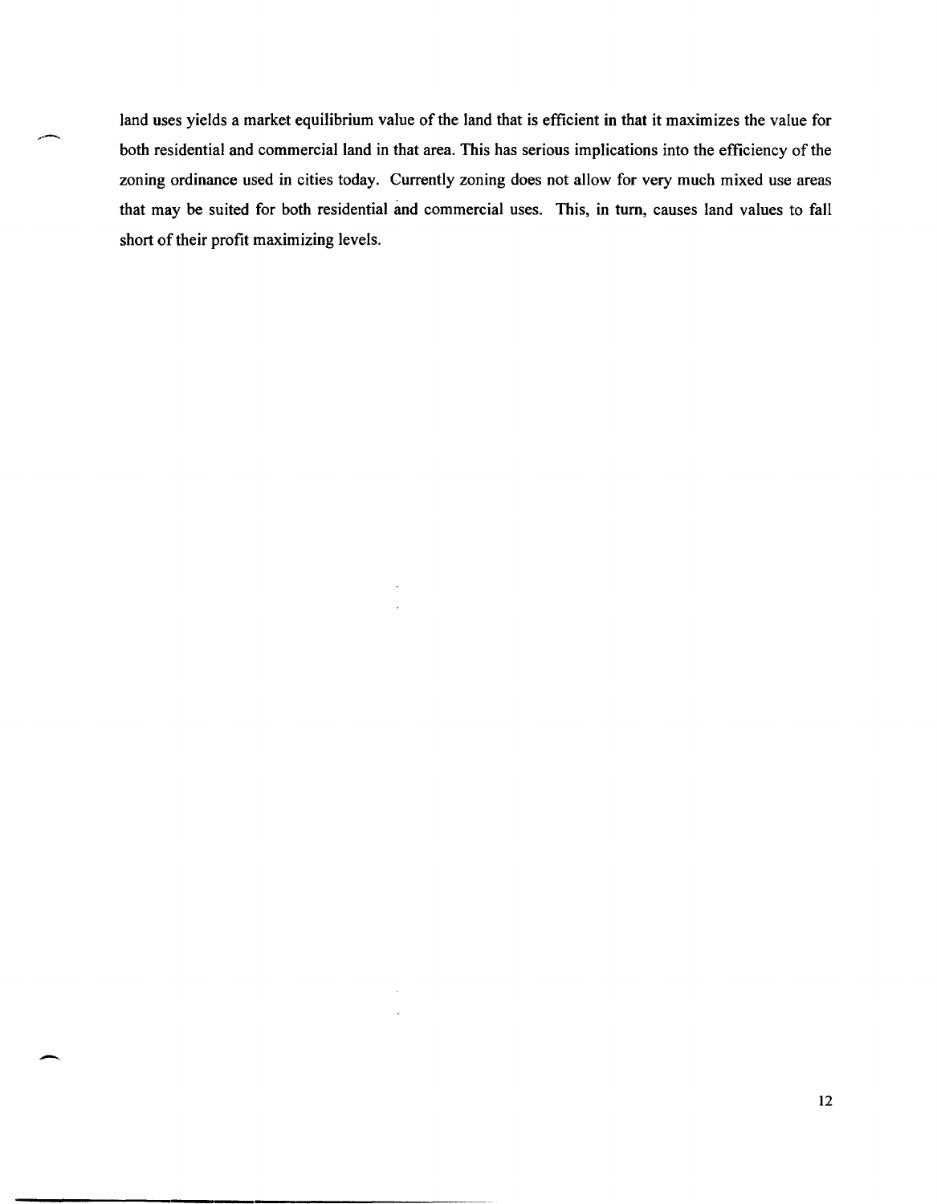land uses yields a market equilibrium value of the land that is efficient in that it maximizes the value for both residential and commercial land in that area. This has serious implications into the efficiency of the zoning ordinance used in cities today. Currently zoning does not allow for very much mixed use areas that may be suited for both residential and commercial uses. This, in turn, causes land values to fall short of their profit maximizing levels.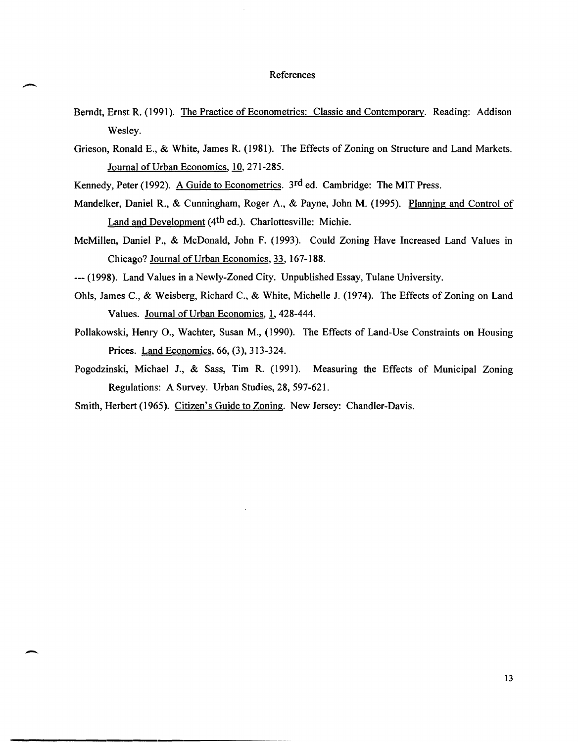# References

Berndt, Ernst R. (1991). The Practice of Econometrics: Classic and Contemporary. Reading: Addison Wesley.

Grieson, Ronald E., & White, James R. (1981). The Effects of Zoning on Structure and Land Markets. Journal of Urban Economics, 10, 271-285.

Kennedy, Peter (1992). A Guide to Econometrics. 3rd ed. Cambridge: The MIT Press.

Mandelker, Daniel R., & Cunningham, Roger A., & Payne, John M. (1995). Planning and Control of Land and Development (4th ed.). Charlottesville: Michie.

McMillen, Daniel P., & McDonald, John F. (1993). Could Zoning Have Increased Land Values in Chicago? Journal of Urban Economics, 33, 167-188.

--- (1998). Land Values in a Newly-Zoned City. Unpublished Essay, Tulane University.

Ohls, James C., & Weisberg, Richard C., & White, Michelle J. (1974). The Effects of Zoning on Land Values. Journal of Urban Economics, 1, 428-444.

Pollakowski, Henry O., Wachter, Susan M., (1990). The Effects of Land-Use Constraints on Housing Prices. Land Economics, 66, (3), 313-324.

Pogodzinski, Michael J., & Sass, Tim R. (1991). Measuring the Effects of Municipal Zoning Regulations: A Survey. Urban Studies, 28, 597-621.

Smith, Herbert (1965). Citizen's Guide to Zoning. New Jersey: Chandler-Davis.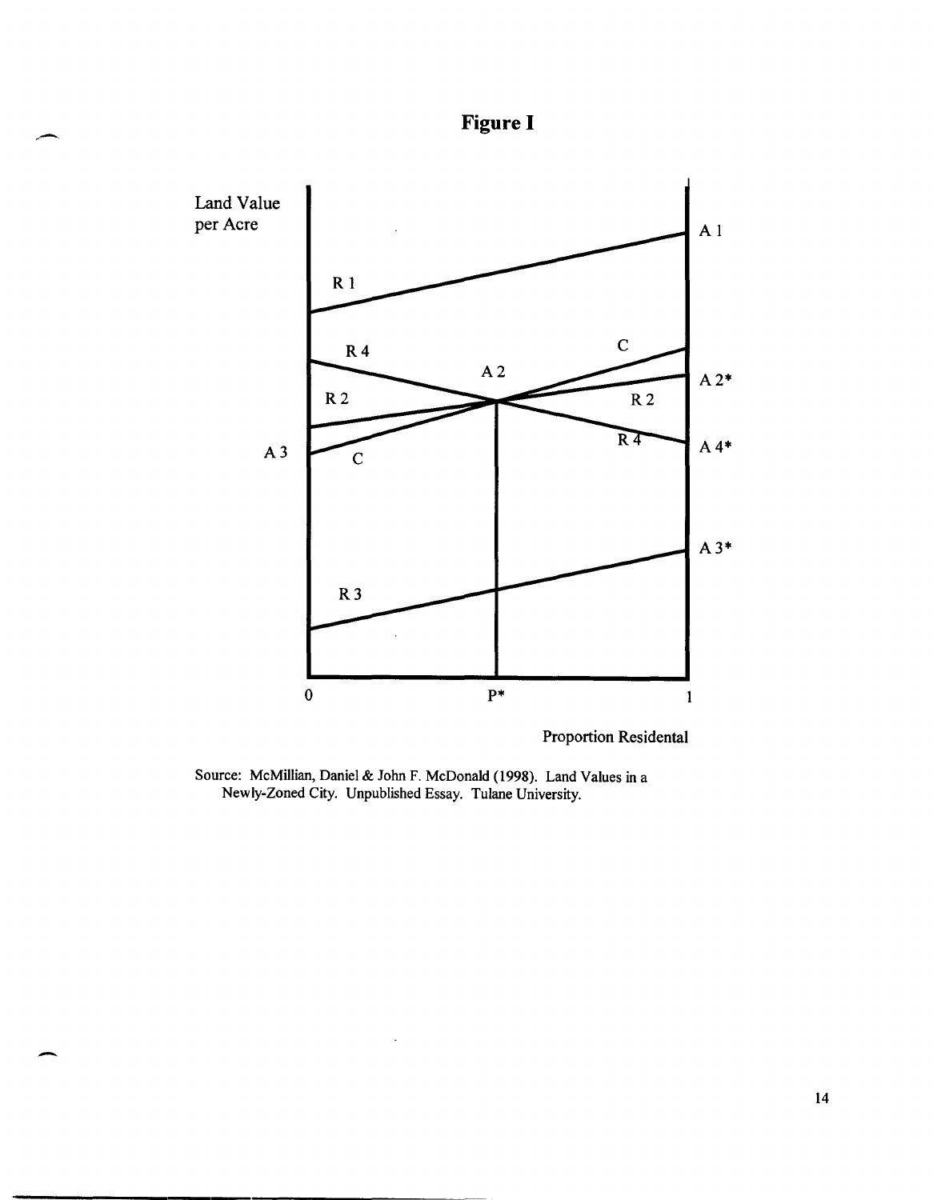# Figure I

Source: McMillian, Daniel & John F. McDonald (1998). Land Values in a Newly-Zoned City. Unpublished Essay. Tulane University.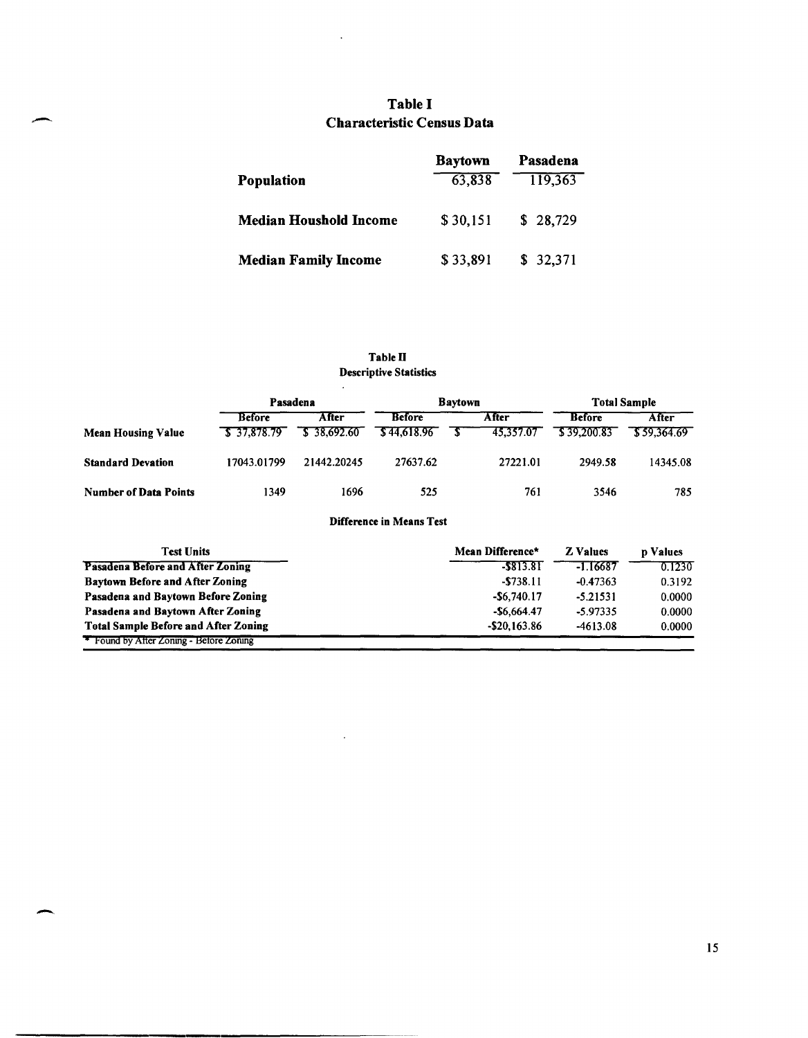## Table I
## Characteristic Census Data

| | Baytown | Pasadena |
|---|---|---|
| **Population** | 63,838 | 119,363 |
| **Median Houshold Income** | $ 30,151 | $ 28,729 |
| **Median Family Income** | $ 33,891 | $ 32,371 |

### Table II
### Descriptive Statistics

| | Pasadena | | Baytown | | Total Sample | |
|---|---|---|---|---|---|---|
| | Before | After | Before | After | Before | After |
| **Mean Housing Value** | $ 37,878.79 | $ 38,692.60 | $ 44,618.96 | $ 45,357.07 | $ 39,200.83 | $ 59,364.69 |
| **Standard Devation** | 17043.01799 | 21442.20245 | 27637.62 | 27221.01 | 2949.58 | 14345.08 |
| **Number of Data Points** | 1349 | 1696 | 525 | 761 | 3546 | 785 |

**Difference in Means Test**

| Test Units | Mean Difference* | Z Values | p Values |
|---|---|---|---|
| **Pasadena Before and After Zoning** | -$813.81 | -1.16687 | 0.1230 |
| **Baytown Before and After Zoning** | -$738.11 | -0.47363 | 0.3192 |
| **Pasadena and Baytown Before Zoning** | -$6,740.17 | -5.21531 | 0.0000 |
| **Pasadena and Baytown After Zoning** | -$6,664.47 | -5.97335 | 0.0000 |
| **Total Sample Before and After Zoning** | -$20,163.86 | -4613.08 | 0.0000 |

\* Found by After Zoning - Before Zoning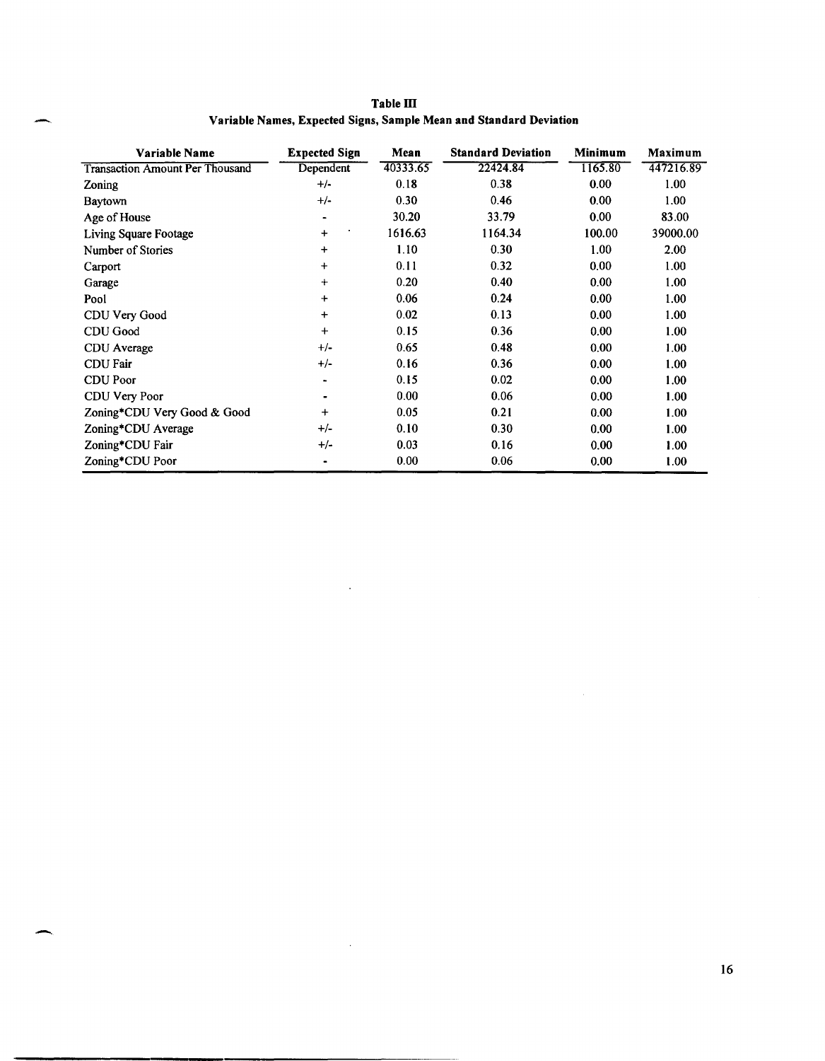**Table III**
**Variable Names, Expected Signs, Sample Mean and Standard Deviation**

| Variable Name | Expected Sign | Mean | Standard Deviation | Minimum | Maximum |
|---|---|---|---|---|---|
| Transaction Amount Per Thousand | Dependent | 40333.65 | 22424.84 | 1165.80 | 447216.89 |
| Zoning | +/- | 0.18 | 0.38 | 0.00 | 1.00 |
| Baytown | +/- | 0.30 | 0.46 | 0.00 | 1.00 |
| Age of House | - | 30.20 | 33.79 | 0.00 | 83.00 |
| Living Square Footage | + | 1616.63 | 1164.34 | 100.00 | 39000.00 |
| Number of Stories | + | 1.10 | 0.30 | 1.00 | 2.00 |
| Carport | + | 0.11 | 0.32 | 0.00 | 1.00 |
| Garage | + | 0.20 | 0.40 | 0.00 | 1.00 |
| Pool | + | 0.06 | 0.24 | 0.00 | 1.00 |
| CDU Very Good | + | 0.02 | 0.13 | 0.00 | 1.00 |
| CDU Good | + | 0.15 | 0.36 | 0.00 | 1.00 |
| CDU Average | +/- | 0.65 | 0.48 | 0.00 | 1.00 |
| CDU Fair | +/- | 0.16 | 0.36 | 0.00 | 1.00 |
| CDU Poor | - | 0.15 | 0.02 | 0.00 | 1.00 |
| CDU Very Poor | - | 0.00 | 0.06 | 0.00 | 1.00 |
| Zoning*CDU Very Good & Good | + | 0.05 | 0.21 | 0.00 | 1.00 |
| Zoning*CDU Average | +/- | 0.10 | 0.30 | 0.00 | 1.00 |
| Zoning*CDU Fair | +/- | 0.03 | 0.16 | 0.00 | 1.00 |
| Zoning*CDU Poor | - | 0.00 | 0.06 | 0.00 | 1.00 |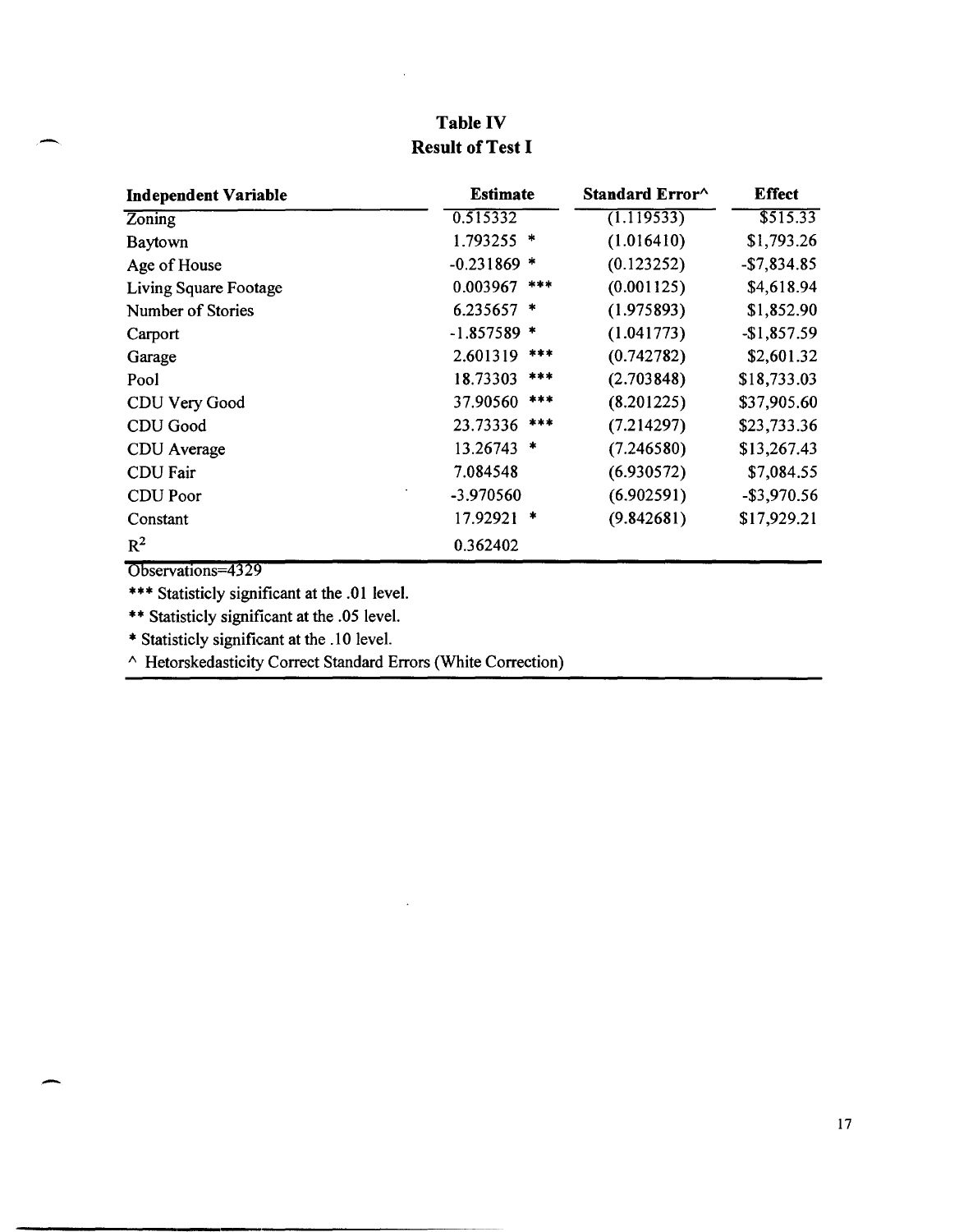## Table IV
## Result of Test I

| Independent Variable | Estimate | Standard Error^ | Effect |
|---|---|---|---|
| Zoning | 0.515332 | (1.119533) | $515.33 |
| Baytown | 1.793255 * | (1.016410) | $1,793.26 |
| Age of House | -0.231869 * | (0.123252) | -$7,834.85 |
| Living Square Footage | 0.003967 *** | (0.001125) | $4,618.94 |
| Number of Stories | 6.235657 * | (1.975893) | $1,852.90 |
| Carport | -1.857589 * | (1.041773) | -$1,857.59 |
| Garage | 2.601319 *** | (0.742782) | $2,601.32 |
| Pool | 18.73303 *** | (2.703848) | $18,733.03 |
| CDU Very Good | 37.90560 *** | (8.201225) | $37,905.60 |
| CDU Good | 23.73336 *** | (7.214297) | $23,733.36 |
| CDU Average | 13.26743 * | (7.246580) | $13,267.43 |
| CDU Fair | 7.084548 | (6.930572) | $7,084.55 |
| CDU Poor | -3.970560 | (6.902591) | -$3,970.56 |
| Constant | 17.92921 * | (9.842681) | $17,929.21 |
| $R^2$ | 0.362402 | | |

Observations=4329

*** Statisticly significant at the .01 level.

** Statisticly significant at the .05 level.

* Statisticly significant at the .10 level.

^ Hetorskedasticity Correct Standard Errors (White Correction)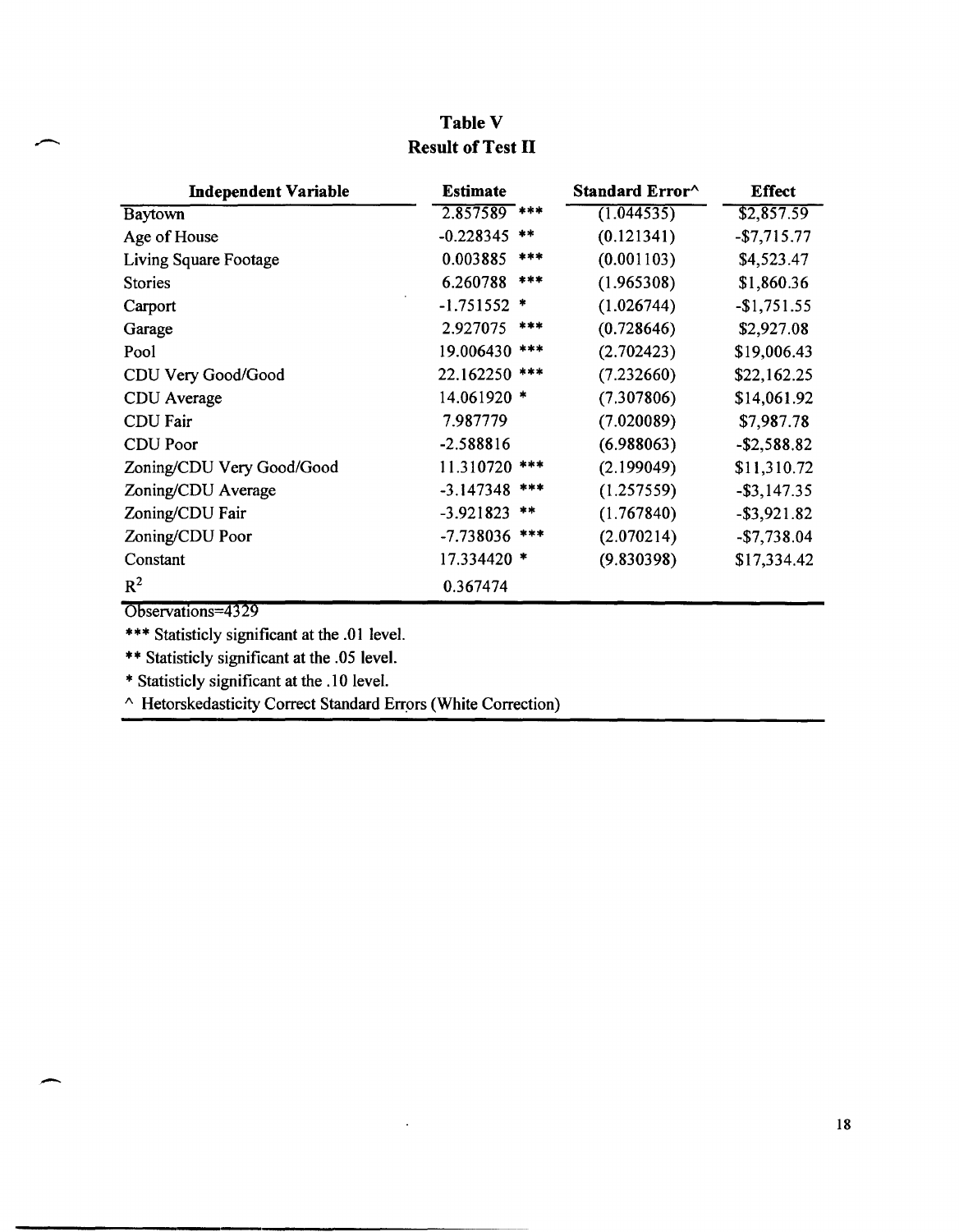# Table V

## Result of Test II

| Independent Variable | Estimate | Standard Error^ | Effect |
|---|---|---|---|
| Baytown | 2.857589 *** | (1.044535) | $2,857.59 |
| Age of House | -0.228345 ** | (0.121341) | -$7,715.77 |
| Living Square Footage | 0.003885 *** | (0.001103) | $4,523.47 |
| Stories | 6.260788 *** | (1.965308) | $1,860.36 |
| Carport | -1.751552 * | (1.026744) | -$1,751.55 |
| Garage | 2.927075 *** | (0.728646) | $2,927.08 |
| Pool | 19.006430 *** | (2.702423) | $19,006.43 |
| CDU Very Good/Good | 22.162250 *** | (7.232660) | $22,162.25 |
| CDU Average | 14.061920 * | (7.307806) | $14,061.92 |
| CDU Fair | 7.987779 | (7.020089) | $7,987.78 |
| CDU Poor | -2.588816 | (6.988063) | -$2,588.82 |
| Zoning/CDU Very Good/Good | 11.310720 *** | (2.199049) | $11,310.72 |
| Zoning/CDU Average | -3.147348 *** | (1.257559) | -$3,147.35 |
| Zoning/CDU Fair | -3.921823 ** | (1.767840) | -$3,921.82 |
| Zoning/CDU Poor | -7.738036 *** | (2.070214) | -$7,738.04 |
| Constant | 17.334420 * | (9.830398) | $17,334.42 |
| $R^2$ | 0.367474 | | |

Observations=4329

*** Statisticly significant at the .01 level.

** Statisticly significant at the .05 level.

* Statisticly significant at the .10 level.

^ Hetorskedasticity Correct Standard Errors (White Correction)